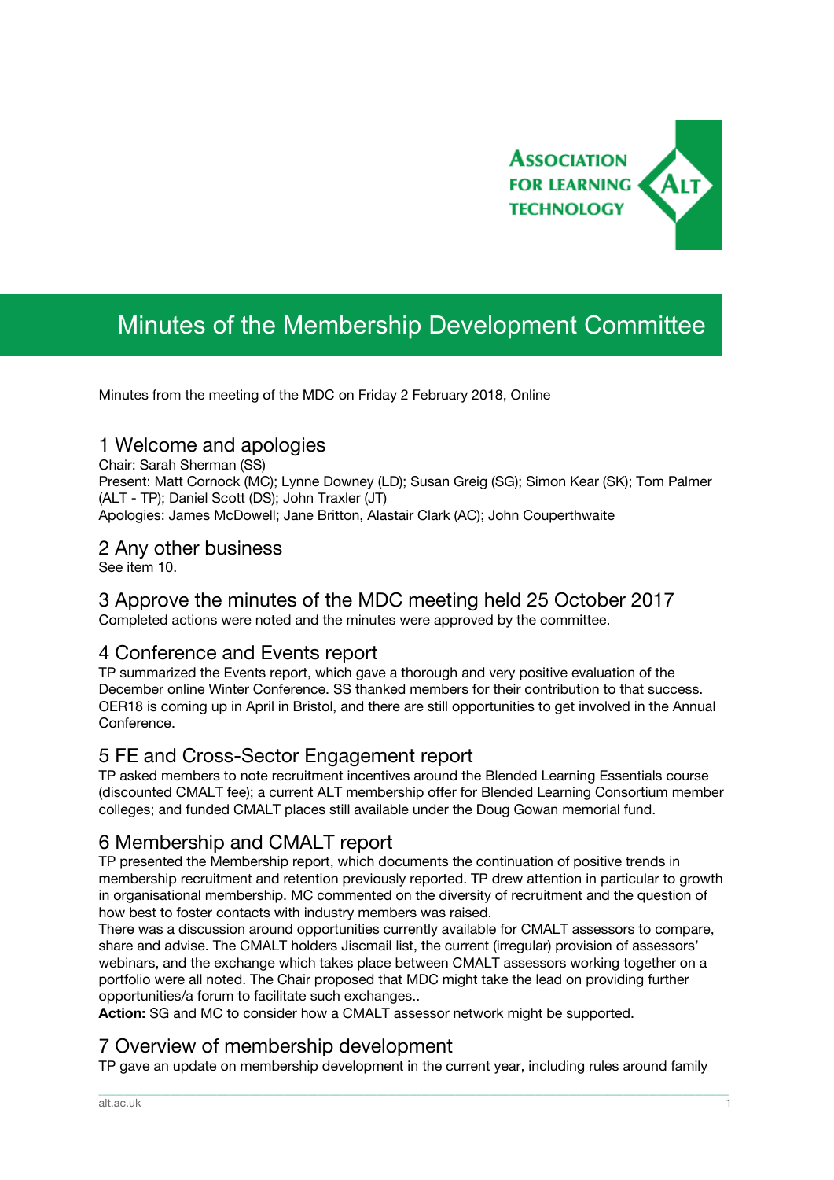# Minutes of the Membership Development Committee

Minutes from the meeting of the MDC on Friday 2 February 2018, Online

## 1 Welcome and apologies

Chair: Sarah Sherman (SS)
Present: Matt Cornock (MC); Lynne Downey (LD); Susan Greig (SG); Simon Kear (SK); Tom Palmer (ALT - TP); Daniel Scott (DS); John Traxler (JT)
Apologies: James McDowell; Jane Britton, Alastair Clark (AC); John Couperthwaite

## 2 Any other business

See item 10.

## 3 Approve the minutes of the MDC meeting held 25 October 2017

Completed actions were noted and the minutes were approved by the committee.

## 4 Conference and Events report

TP summarized the Events report, which gave a thorough and very positive evaluation of the December online Winter Conference. SS thanked members for their contribution to that success. OER18 is coming up in April in Bristol, and there are still opportunities to get involved in the Annual Conference.

## 5 FE and Cross-Sector Engagement report

TP asked members to note recruitment incentives around the Blended Learning Essentials course (discounted CMALT fee); a current ALT membership offer for Blended Learning Consortium member colleges; and funded CMALT places still available under the Doug Gowan memorial fund.

## 6 Membership and CMALT report

TP presented the Membership report, which documents the continuation of positive trends in membership recruitment and retention previously reported. TP drew attention in particular to growth in organisational membership. MC commented on the diversity of recruitment and the question of how best to foster contacts with industry members was raised.

There was a discussion around opportunities currently available for CMALT assessors to compare, share and advise. The CMALT holders Jiscmail list, the current (irregular) provision of assessors' webinars, and the exchange which takes place between CMALT assessors working together on a portfolio were all noted. The Chair proposed that MDC might take the lead on providing further opportunities/a forum to facilitate such exchanges..

**Action:** SG and MC to consider how a CMALT assessor network might be supported.

## 7 Overview of membership development

TP gave an update on membership development in the current year, including rules around family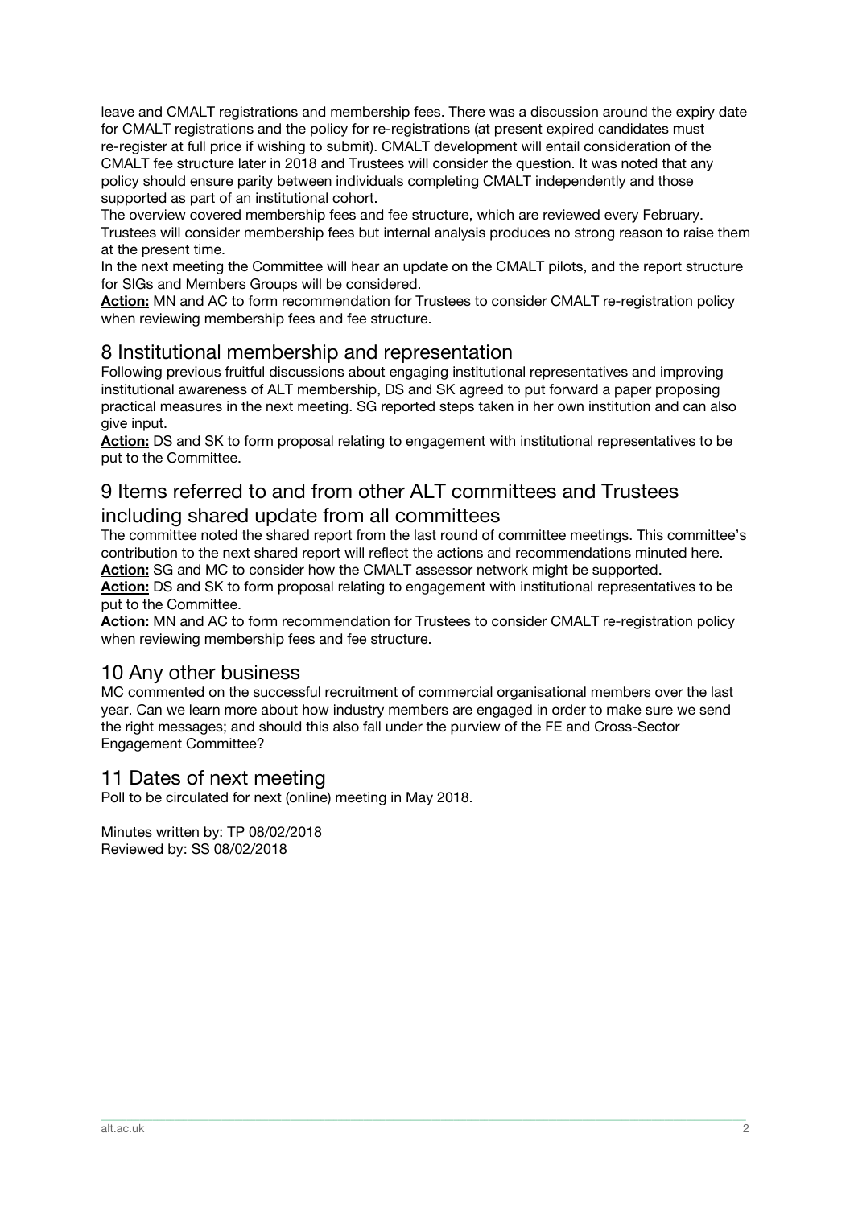leave and CMALT registrations and membership fees. There was a discussion around the expiry date for CMALT registrations and the policy for re-registrations (at present expired candidates must re-register at full price if wishing to submit). CMALT development will entail consideration of the CMALT fee structure later in 2018 and Trustees will consider the question. It was noted that any policy should ensure parity between individuals completing CMALT independently and those supported as part of an institutional cohort.

The overview covered membership fees and fee structure, which are reviewed every February. Trustees will consider membership fees but internal analysis produces no strong reason to raise them at the present time.

In the next meeting the Committee will hear an update on the CMALT pilots, and the report structure for SIGs and Members Groups will be considered.

**Action:** MN and AC to form recommendation for Trustees to consider CMALT re-registration policy when reviewing membership fees and fee structure.

## 8 Institutional membership and representation

Following previous fruitful discussions about engaging institutional representatives and improving institutional awareness of ALT membership, DS and SK agreed to put forward a paper proposing practical measures in the next meeting. SG reported steps taken in her own institution and can also give input.

**Action:** DS and SK to form proposal relating to engagement with institutional representatives to be put to the Committee.

## 9 Items referred to and from other ALT committees and Trustees including shared update from all committees

The committee noted the shared report from the last round of committee meetings. This committee's contribution to the next shared report will reflect the actions and recommendations minuted here.

**Action:** SG and MC to consider how the CMALT assessor network might be supported.

**Action:** DS and SK to form proposal relating to engagement with institutional representatives to be put to the Committee.

**Action:** MN and AC to form recommendation for Trustees to consider CMALT re-registration policy when reviewing membership fees and fee structure.

## 10 Any other business

MC commented on the successful recruitment of commercial organisational members over the last year. Can we learn more about how industry members are engaged in order to make sure we send the right messages; and should this also fall under the purview of the FE and Cross-Sector Engagement Committee?

## 11 Dates of next meeting

Poll to be circulated for next (online) meeting in May 2018.

Minutes written by: TP 08/02/2018
Reviewed by: SS 08/02/2018